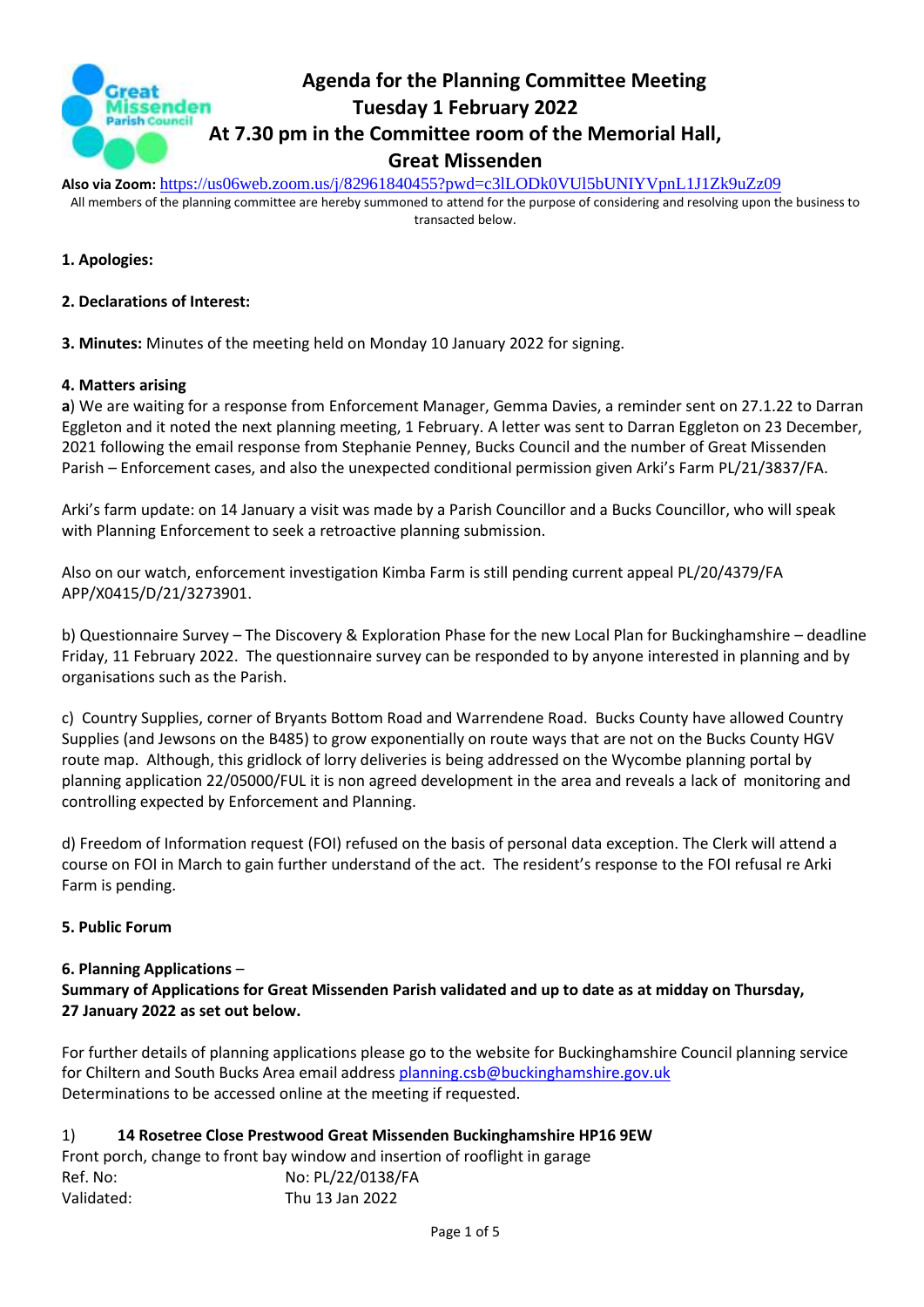# Agenda for the Planning Committee Meeting
## Tuesday 1 February 2022
## At 7.30 pm in the Committee room of the Memorial Hall, Great Missenden

**Also via Zoom:** https://us06web.zoom.us/j/82961840455?pwd=c3lLODk0VUl5bUNIYVpnL1J1Zk9uZz09

All members of the planning committee are hereby summoned to attend for the purpose of considering and resolving upon the business to transacted below.

**1. Apologies:**

**2. Declarations of Interest:**

**3. Minutes:** Minutes of the meeting held on Monday 10 January 2022 for signing.

**4. Matters arising**

**a**) We are waiting for a response from Enforcement Manager, Gemma Davies, a reminder sent on 27.1.22 to Darran Eggleton and it noted the next planning meeting, 1 February. A letter was sent to Darran Eggleton on 23 December, 2021 following the email response from Stephanie Penney, Bucks Council and the number of Great Missenden Parish – Enforcement cases, and also the unexpected conditional permission given Arki's Farm PL/21/3837/FA.

Arki's farm update: on 14 January a visit was made by a Parish Councillor and a Bucks Councillor, who will speak with Planning Enforcement to seek a retroactive planning submission.

Also on our watch, enforcement investigation Kimba Farm is still pending current appeal PL/20/4379/FA APP/X0415/D/21/3273901.

b) Questionnaire Survey – The Discovery & Exploration Phase for the new Local Plan for Buckinghamshire – deadline Friday, 11 February 2022. The questionnaire survey can be responded to by anyone interested in planning and by organisations such as the Parish.

c) Country Supplies, corner of Bryants Bottom Road and Warrendene Road. Bucks County have allowed Country Supplies (and Jewsons on the B485) to grow exponentially on route ways that are not on the Bucks County HGV route map. Although, this gridlock of lorry deliveries is being addressed on the Wycombe planning portal by planning application 22/05000/FUL it is non agreed development in the area and reveals a lack of monitoring and controlling expected by Enforcement and Planning.

d) Freedom of Information request (FOI) refused on the basis of personal data exception. The Clerk will attend a course on FOI in March to gain further understand of the act. The resident's response to the FOI refusal re Arki Farm is pending.

**5. Public Forum**

**6. Planning Applications** –

**Summary of Applications for Great Missenden Parish validated and up to date as at midday on Thursday, 27 January 2022 as set out below.**

For further details of planning applications please go to the website for Buckinghamshire Council planning service for Chiltern and South Bucks Area email address planning.csb@buckinghamshire.gov.uk

Determinations to be accessed online at the meeting if requested.

1) **14 Rosetree Close Prestwood Great Missenden Buckinghamshire HP16 9EW**

Front porch, change to front bay window and insertion of rooflight in garage

Ref. No: No: PL/22/0138/FA

Validated: Thu 13 Jan 2022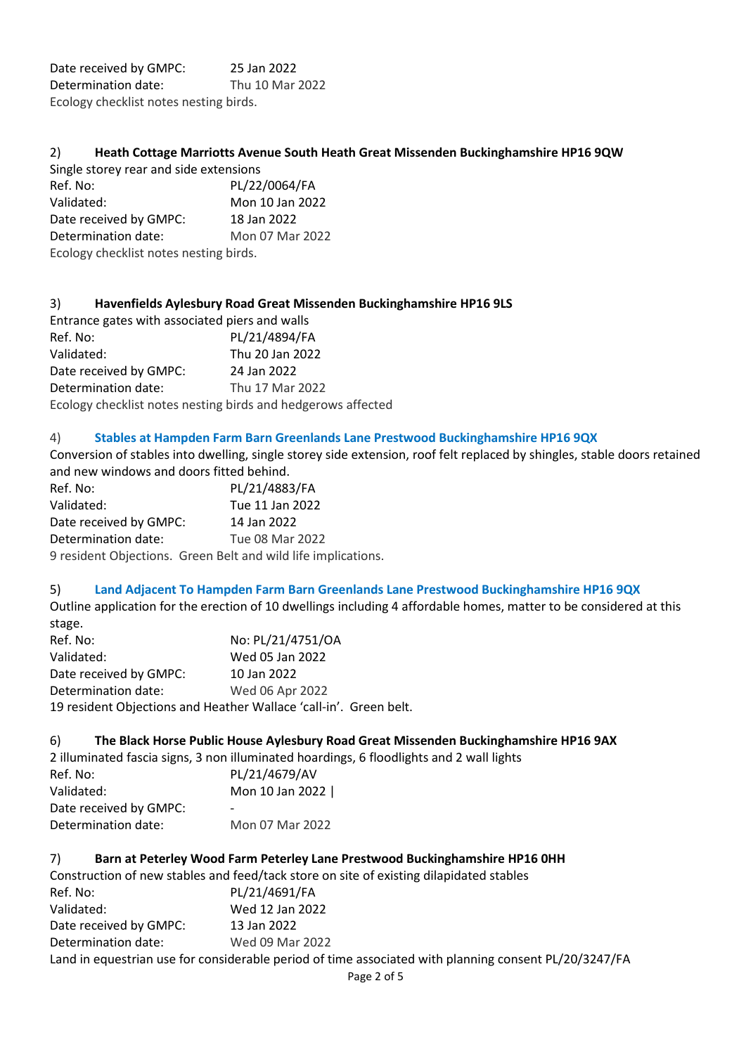Date received by GMPC: 25 Jan 2022
Determination date: Thu 10 Mar 2022
Ecology checklist notes nesting birds.

2) **Heath Cottage Marriotts Avenue South Heath Great Missenden Buckinghamshire HP16 9QW**

Single storey rear and side extensions
Ref. No: PL/22/0064/FA
Validated: Mon 10 Jan 2022
Date received by GMPC: 18 Jan 2022
Determination date: Mon 07 Mar 2022
Ecology checklist notes nesting birds.

3) **Havenfields Aylesbury Road Great Missenden Buckinghamshire HP16 9LS**

Entrance gates with associated piers and walls
Ref. No: PL/21/4894/FA
Validated: Thu 20 Jan 2022
Date received by GMPC: 24 Jan 2022
Determination date: Thu 17 Mar 2022
Ecology checklist notes nesting birds and hedgerows affected

4) **Stables at Hampden Farm Barn Greenlands Lane Prestwood Buckinghamshire HP16 9QX**

Conversion of stables into dwelling, single storey side extension, roof felt replaced by shingles, stable doors retained and new windows and doors fitted behind.
Ref. No: PL/21/4883/FA
Validated: Tue 11 Jan 2022
Date received by GMPC: 14 Jan 2022
Determination date: Tue 08 Mar 2022
9 resident Objections. Green Belt and wild life implications.

5) **Land Adjacent To Hampden Farm Barn Greenlands Lane Prestwood Buckinghamshire HP16 9QX**

Outline application for the erection of 10 dwellings including 4 affordable homes, matter to be considered at this stage.
Ref. No: No: PL/21/4751/OA
Validated: Wed 05 Jan 2022
Date received by GMPC: 10 Jan 2022
Determination date: Wed 06 Apr 2022
19 resident Objections and Heather Wallace 'call-in'. Green belt.

6) **The Black Horse Public House Aylesbury Road Great Missenden Buckinghamshire HP16 9AX**

2 illuminated fascia signs, 3 non illuminated hoardings, 6 floodlights and 2 wall lights
Ref. No: PL/21/4679/AV
Validated: Mon 10 Jan 2022 |
Date received by GMPC: -
Determination date: Mon 07 Mar 2022

7) **Barn at Peterley Wood Farm Peterley Lane Prestwood Buckinghamshire HP16 0HH**

Construction of new stables and feed/tack store on site of existing dilapidated stables
Ref. No: PL/21/4691/FA
Validated: Wed 12 Jan 2022
Date received by GMPC: 13 Jan 2022
Determination date: Wed 09 Mar 2022
Land in equestrian use for considerable period of time associated with planning consent PL/20/3247/FA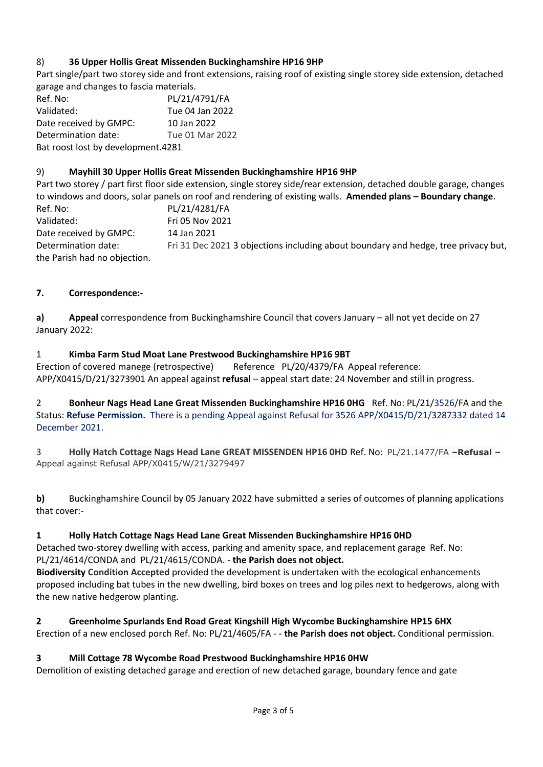8) **36 Upper Hollis Great Missenden Buckinghamshire HP16 9HP**

Part single/part two storey side and front extensions, raising roof of existing single storey side extension, detached garage and changes to fascia materials.

Ref. No: PL/21/4791/FA
Validated: Tue 04 Jan 2022
Date received by GMPC: 10 Jan 2022
Determination date: Tue 01 Mar 2022
Bat roost lost by development.4281

9) **Mayhill 30 Upper Hollis Great Missenden Buckinghamshire HP16 9HP**

Part two storey / part first floor side extension, single storey side/rear extension, detached double garage, changes to windows and doors, solar panels on roof and rendering of existing walls. **Amended plans – Boundary change**.

Ref. No: PL/21/4281/FA
Validated: Fri 05 Nov 2021
Date received by GMPC: 14 Jan 2021
Determination date: Fri 31 Dec 2021 3 objections including about boundary and hedge, tree privacy but, the Parish had no objection.

**7. Correspondence:-**

**a)** **Appeal** correspondence from Buckinghamshire Council that covers January – all not yet decide on 27 January 2022:

1 **Kimba Farm Stud Moat Lane Prestwood Buckinghamshire HP16 9BT**
Erection of covered manege (retrospective) Reference PL/20/4379/FA Appeal reference: APP/X0415/D/21/3273901 An appeal against **refusal** – appeal start date: 24 November and still in progress.

2 **Bonheur Nags Head Lane Great Missenden Buckinghamshire HP16 0HG** Ref. No: PL/21/3526/FA and the Status: **Refuse Permission.** There is a pending Appeal against Refusal for 3526 APP/X0415/D/21/3287332 dated 14 December 2021.

3 **Holly Hatch Cottage Nags Head Lane GREAT MISSENDEN HP16 0HD** Ref. No: PL/21.1477/FA **–Refusal –** Appeal against Refusal APP/X0415/W/21/3279497

**b)** Buckinghamshire Council by 05 January 2022 have submitted a series of outcomes of planning applications that cover:-

**1 Holly Hatch Cottage Nags Head Lane Great Missenden Buckinghamshire HP16 0HD**
Detached two-storey dwelling with access, parking and amenity space, and replacement garage Ref. No: PL/21/4614/CONDA and PL/21/4615/CONDA. - **the Parish does not object.**
**Biodiversity Condition Accepted** provided the development is undertaken with the ecological enhancements proposed including bat tubes in the new dwelling, bird boxes on trees and log piles next to hedgerows, along with the new native hedgerow planting.

**2 Greenholme Spurlands End Road Great Kingshill High Wycombe Buckinghamshire HP15 6HX**
Erection of a new enclosed porch Ref. No: PL/21/4605/FA - - **the Parish does not object.** Conditional permission.

**3 Mill Cottage 78 Wycombe Road Prestwood Buckinghamshire HP16 0HW**
Demolition of existing detached garage and erection of new detached garage, boundary fence and gate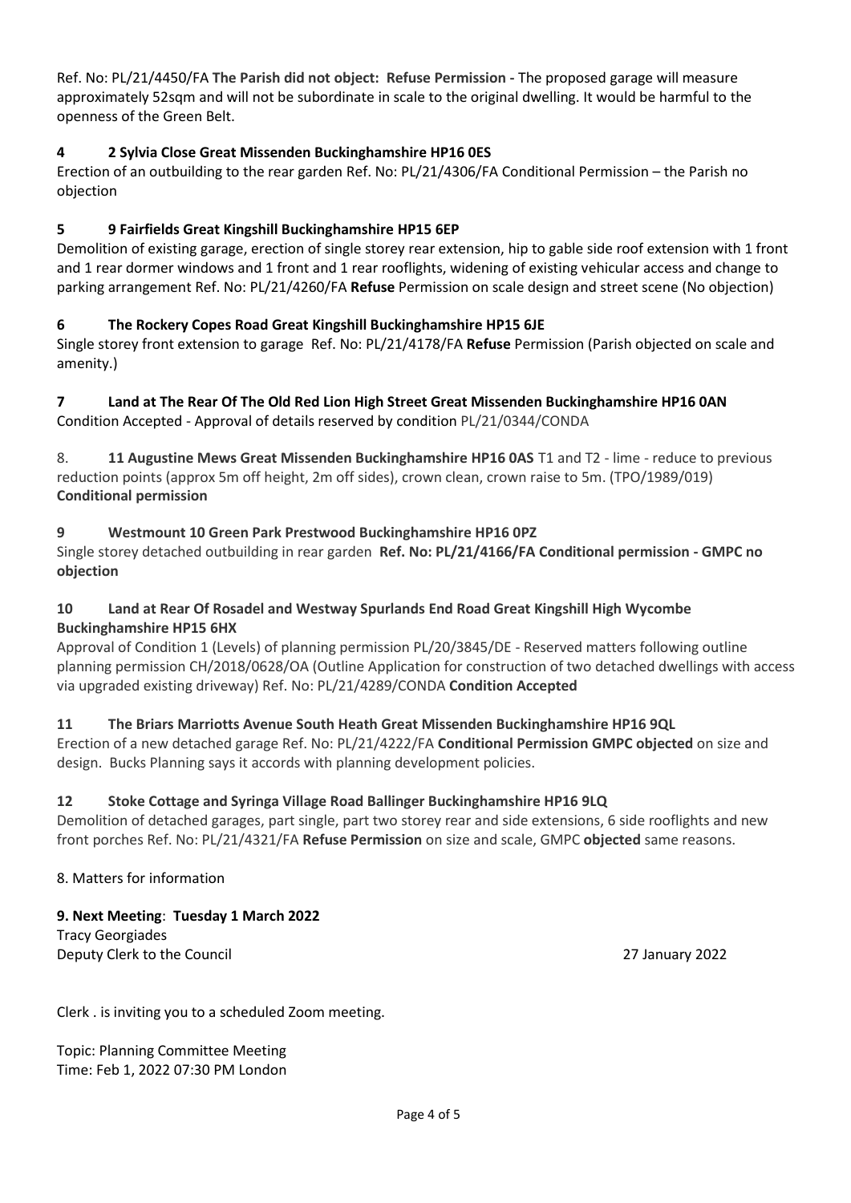Ref. No: PL/21/4450/FA **The Parish did not object: Refuse Permission -** The proposed garage will measure approximately 52sqm and will not be subordinate in scale to the original dwelling. It would be harmful to the openness of the Green Belt.

**4 2 Sylvia Close Great Missenden Buckinghamshire HP16 0ES**

Erection of an outbuilding to the rear garden Ref. No: PL/21/4306/FA Conditional Permission – the Parish no objection

**5 9 Fairfields Great Kingshill Buckinghamshire HP15 6EP**

Demolition of existing garage, erection of single storey rear extension, hip to gable side roof extension with 1 front and 1 rear dormer windows and 1 front and 1 rear rooflights, widening of existing vehicular access and change to parking arrangement Ref. No: PL/21/4260/FA **Refuse** Permission on scale design and street scene (No objection)

**6 The Rockery Copes Road Great Kingshill Buckinghamshire HP15 6JE**

Single storey front extension to garage Ref. No: PL/21/4178/FA **Refuse** Permission (Parish objected on scale and amenity.)

**7 Land at The Rear Of The Old Red Lion High Street Great Missenden Buckinghamshire HP16 0AN**

Condition Accepted - Approval of details reserved by condition PL/21/0344/CONDA

8. **11 Augustine Mews Great Missenden Buckinghamshire HP16 0AS** T1 and T2 - lime - reduce to previous reduction points (approx 5m off height, 2m off sides), crown clean, crown raise to 5m. (TPO/1989/019) **Conditional permission**

**9 Westmount 10 Green Park Prestwood Buckinghamshire HP16 0PZ**

Single storey detached outbuilding in rear garden **Ref. No: PL/21/4166/FA Conditional permission - GMPC no objection**

**10 Land at Rear Of Rosadel and Westway Spurlands End Road Great Kingshill High Wycombe Buckinghamshire HP15 6HX**

Approval of Condition 1 (Levels) of planning permission PL/20/3845/DE - Reserved matters following outline planning permission CH/2018/0628/OA (Outline Application for construction of two detached dwellings with access via upgraded existing driveway) Ref. No: PL/21/4289/CONDA **Condition Accepted**

**11 The Briars Marriotts Avenue South Heath Great Missenden Buckinghamshire HP16 9QL**

Erection of a new detached garage Ref. No: PL/21/4222/FA **Conditional Permission GMPC objected** on size and design. Bucks Planning says it accords with planning development policies.

**12 Stoke Cottage and Syringa Village Road Ballinger Buckinghamshire HP16 9LQ**

Demolition of detached garages, part single, part two storey rear and side extensions, 6 side rooflights and new front porches Ref. No: PL/21/4321/FA **Refuse Permission** on size and scale, GMPC **objected** same reasons.

8. Matters for information

**9. Next Meeting**: **Tuesday 1 March 2022**

Tracy Georgiades
Deputy Clerk to the Council

27 January 2022

Clerk . is inviting you to a scheduled Zoom meeting.

Topic: Planning Committee Meeting
Time: Feb 1, 2022 07:30 PM London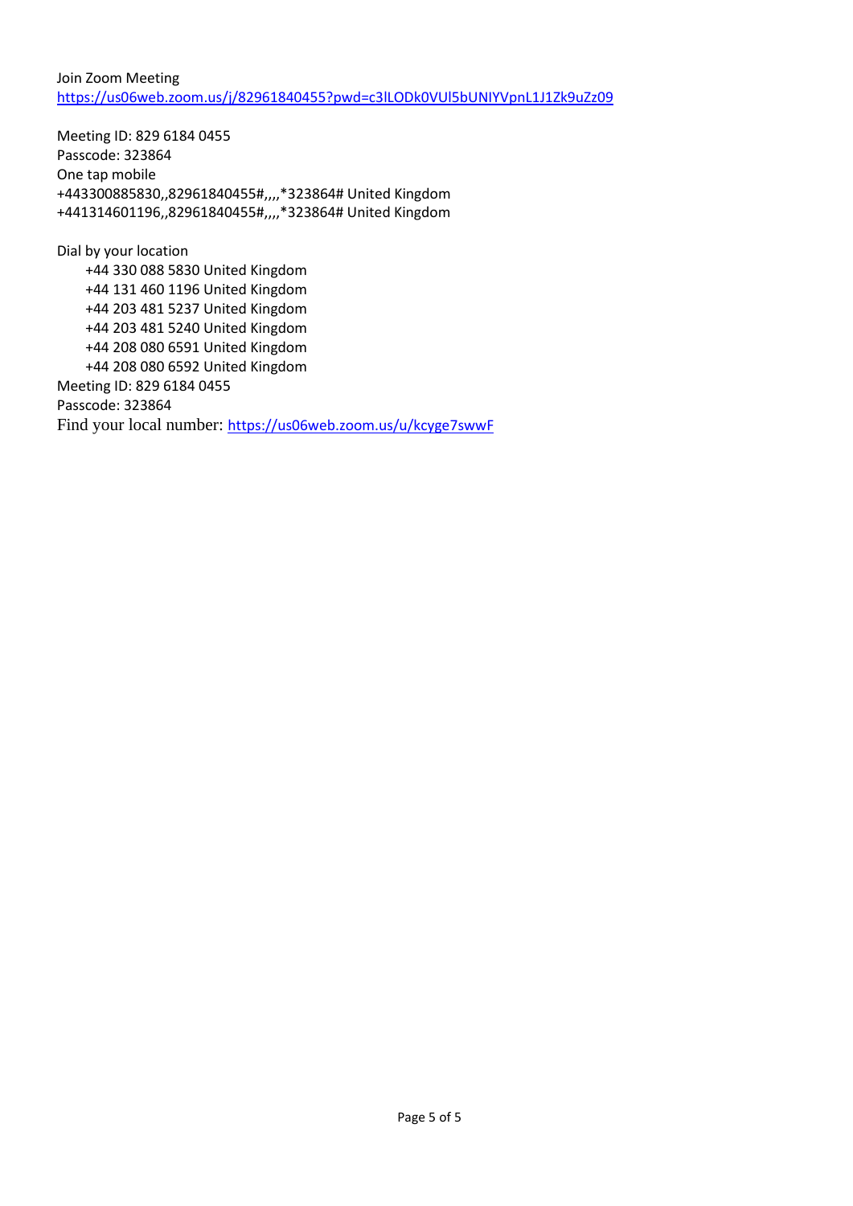Join Zoom Meeting
https://us06web.zoom.us/j/82961840455?pwd=c3lLODk0VUl5bUNIYVpnL1J1Zk9uZz09

Meeting ID: 829 6184 0455
Passcode: 323864
One tap mobile
+443300885830,,82961840455#,,,,*323864# United Kingdom
+441314601196,,82961840455#,,,,*323864# United Kingdom

Dial by your location
+44 330 088 5830 United Kingdom
+44 131 460 1196 United Kingdom
+44 203 481 5237 United Kingdom
+44 203 481 5240 United Kingdom
+44 208 080 6591 United Kingdom
+44 208 080 6592 United Kingdom
Meeting ID: 829 6184 0455
Passcode: 323864
Find your local number: https://us06web.zoom.us/u/kcyge7swwF